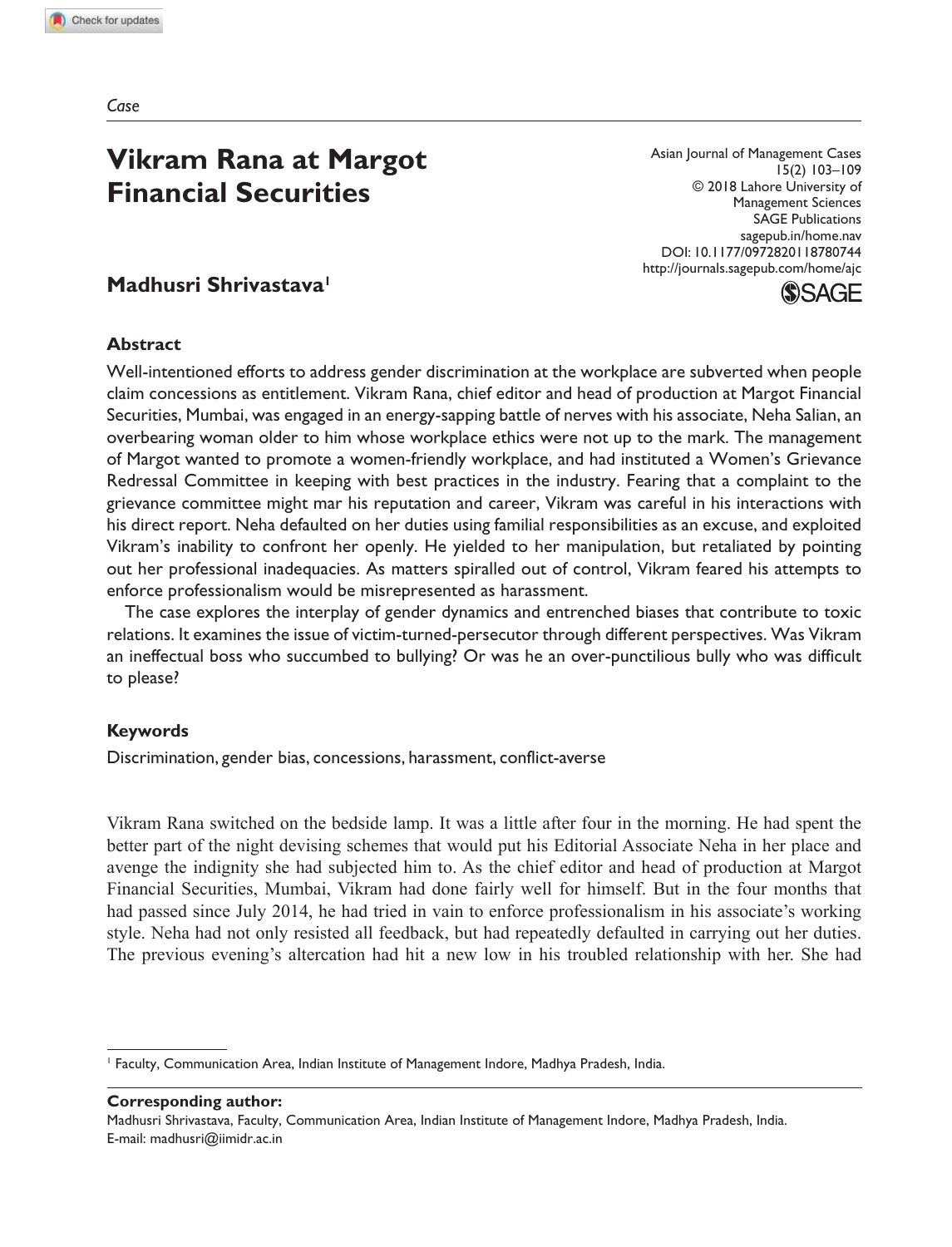*Case*

# Vikram Rana at Margot Financial Securities

Asian Journal of Management Cases
15(2) 103–109
© 2018 Lahore University of Management Sciences
SAGE Publications
sagepub.in/home.nav
DOI: 10.1177/0972820118780744
http://journals.sagepub.com/home/ajc

**Madhusri Shrivastava**[1]

### Abstract

Well-intentioned efforts to address gender discrimination at the workplace are subverted when people claim concessions as entitlement. Vikram Rana, chief editor and head of production at Margot Financial Securities, Mumbai, was engaged in an energy-sapping battle of nerves with his associate, Neha Salian, an overbearing woman older to him whose workplace ethics were not up to the mark. The management of Margot wanted to promote a women-friendly workplace, and had instituted a Women's Grievance Redressal Committee in keeping with best practices in the industry. Fearing that a complaint to the grievance committee might mar his reputation and career, Vikram was careful in his interactions with his direct report. Neha defaulted on her duties using familial responsibilities as an excuse, and exploited Vikram's inability to confront her openly. He yielded to her manipulation, but retaliated by pointing out her professional inadequacies. As matters spiralled out of control, Vikram feared his attempts to enforce professionalism would be misrepresented as harassment.

The case explores the interplay of gender dynamics and entrenched biases that contribute to toxic relations. It examines the issue of victim-turned-persecutor through different perspectives. Was Vikram an ineffectual boss who succumbed to bullying? Or was he an over-punctilious bully who was difficult to please?

### Keywords

Discrimination, gender bias, concessions, harassment, conflict-averse

Vikram Rana switched on the bedside lamp. It was a little after four in the morning. He had spent the better part of the night devising schemes that would put his Editorial Associate Neha in her place and avenge the indignity she had subjected him to. As the chief editor and head of production at Margot Financial Securities, Mumbai, Vikram had done fairly well for himself. But in the four months that had passed since July 2014, he had tried in vain to enforce professionalism in his associate's working style. Neha had not only resisted all feedback, but had repeatedly defaulted in carrying out her duties. The previous evening's altercation had hit a new low in his troubled relationship with her. She had

[1] Faculty, Communication Area, Indian Institute of Management Indore, Madhya Pradesh, India.

**Corresponding author:**
Madhusri Shrivastava, Faculty, Communication Area, Indian Institute of Management Indore, Madhya Pradesh, India.
E-mail: madhusri@iimidr.ac.in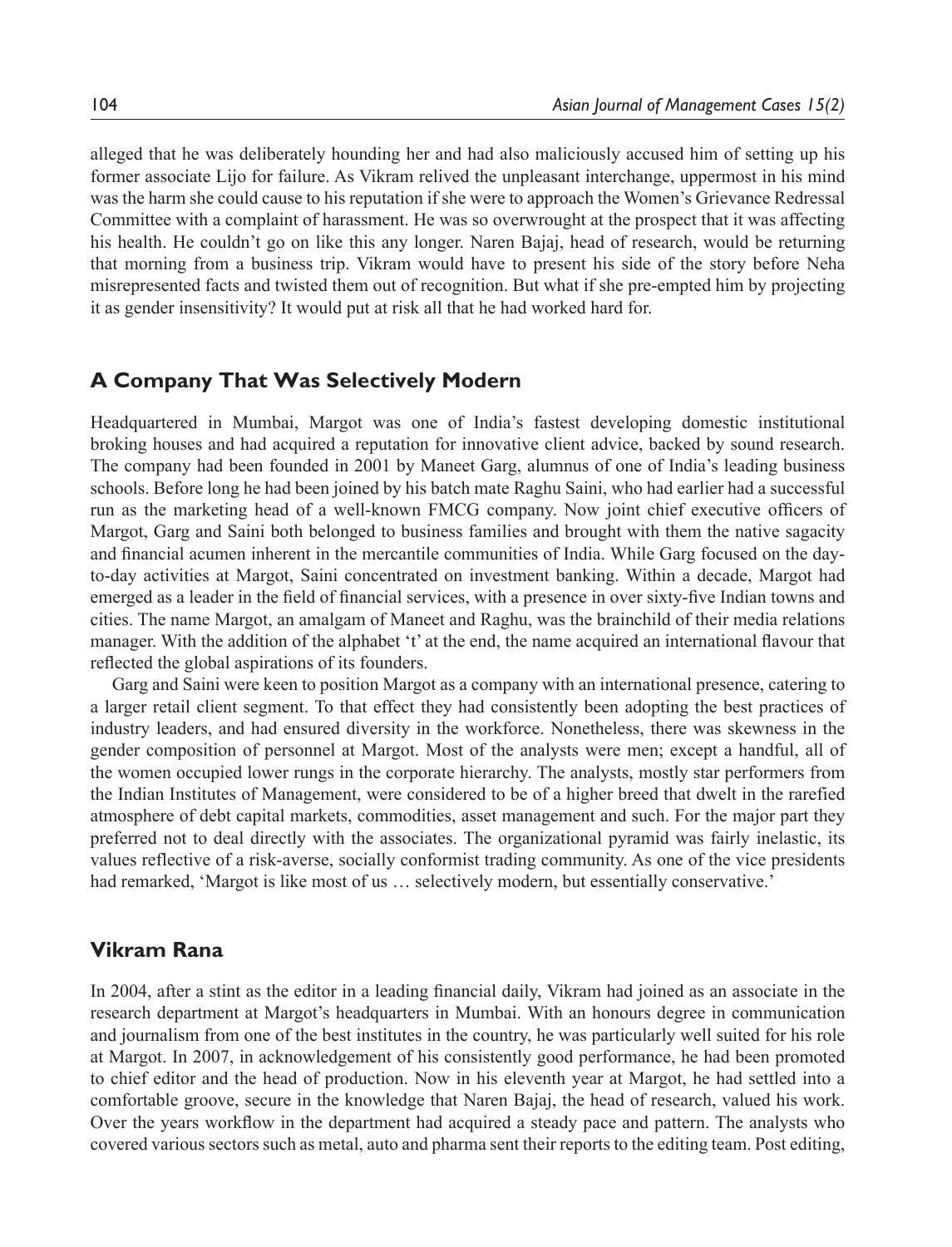alleged that he was deliberately hounding her and had also maliciously accused him of setting up his former associate Lijo for failure. As Vikram relived the unpleasant interchange, uppermost in his mind was the harm she could cause to his reputation if she were to approach the Women's Grievance Redressal Committee with a complaint of harassment. He was so overwrought at the prospect that it was affecting his health. He couldn't go on like this any longer. Naren Bajaj, head of research, would be returning that morning from a business trip. Vikram would have to present his side of the story before Neha misrepresented facts and twisted them out of recognition. But what if she pre-empted him by projecting it as gender insensitivity? It would put at risk all that he had worked hard for.

## A Company That Was Selectively Modern

Headquartered in Mumbai, Margot was one of India's fastest developing domestic institutional broking houses and had acquired a reputation for innovative client advice, backed by sound research. The company had been founded in 2001 by Maneet Garg, alumnus of one of India's leading business schools. Before long he had been joined by his batch mate Raghu Saini, who had earlier had a successful run as the marketing head of a well-known FMCG company. Now joint chief executive officers of Margot, Garg and Saini both belonged to business families and brought with them the native sagacity and financial acumen inherent in the mercantile communities of India. While Garg focused on the day-to-day activities at Margot, Saini concentrated on investment banking. Within a decade, Margot had emerged as a leader in the field of financial services, with a presence in over sixty-five Indian towns and cities. The name Margot, an amalgam of Maneet and Raghu, was the brainchild of their media relations manager. With the addition of the alphabet 't' at the end, the name acquired an international flavour that reflected the global aspirations of its founders.

Garg and Saini were keen to position Margot as a company with an international presence, catering to a larger retail client segment. To that effect they had consistently been adopting the best practices of industry leaders, and had ensured diversity in the workforce. Nonetheless, there was skewness in the gender composition of personnel at Margot. Most of the analysts were men; except a handful, all of the women occupied lower rungs in the corporate hierarchy. The analysts, mostly star performers from the Indian Institutes of Management, were considered to be of a higher breed that dwelt in the rarefied atmosphere of debt capital markets, commodities, asset management and such. For the major part they preferred not to deal directly with the associates. The organizational pyramid was fairly inelastic, its values reflective of a risk-averse, socially conformist trading community. As one of the vice presidents had remarked, 'Margot is like most of us … selectively modern, but essentially conservative.'

## Vikram Rana

In 2004, after a stint as the editor in a leading financial daily, Vikram had joined as an associate in the research department at Margot's headquarters in Mumbai. With an honours degree in communication and journalism from one of the best institutes in the country, he was particularly well suited for his role at Margot. In 2007, in acknowledgement of his consistently good performance, he had been promoted to chief editor and the head of production. Now in his eleventh year at Margot, he had settled into a comfortable groove, secure in the knowledge that Naren Bajaj, the head of research, valued his work. Over the years workflow in the department had acquired a steady pace and pattern. The analysts who covered various sectors such as metal, auto and pharma sent their reports to the editing team. Post editing,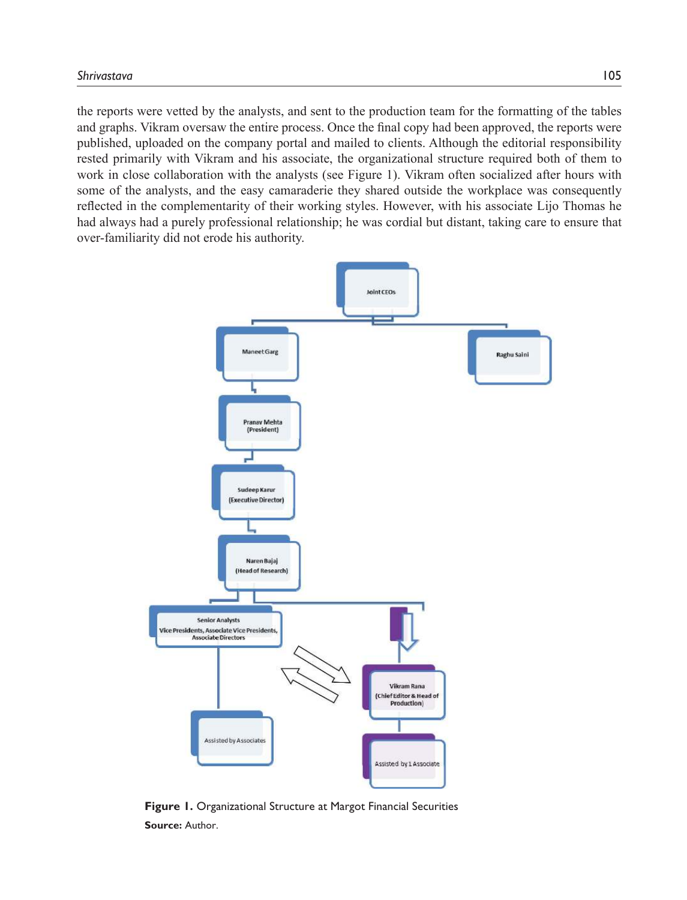the reports were vetted by the analysts, and sent to the production team for the formatting of the tables and graphs. Vikram oversaw the entire process. Once the final copy had been approved, the reports were published, uploaded on the company portal and mailed to clients. Although the editorial responsibility rested primarily with Vikram and his associate, the organizational structure required both of them to work in close collaboration with the analysts (see Figure 1). Vikram often socialized after hours with some of the analysts, and the easy camaraderie they shared outside the workplace was consequently reflected in the complementarity of their working styles. However, with his associate Lijo Thomas he had always had a purely professional relationship; he was cordial but distant, taking care to ensure that over-familiarity did not erode his authority.

Joint CEOs

Maneet Garg

Raghu Saini

Pranav Mehta (President)

Sudeep Karur (Executive Director)

Naren Bajaj (Head of Research)

Senior Analysts Vice Presidents, Associate Vice Presidents, Associate Directors

Vikram Rana (Chief Editor & Head of Production)

Assisted by Associates

Assisted by 1 Associate

**Figure 1.** Organizational Structure at Margot Financial Securities

**Source:** Author.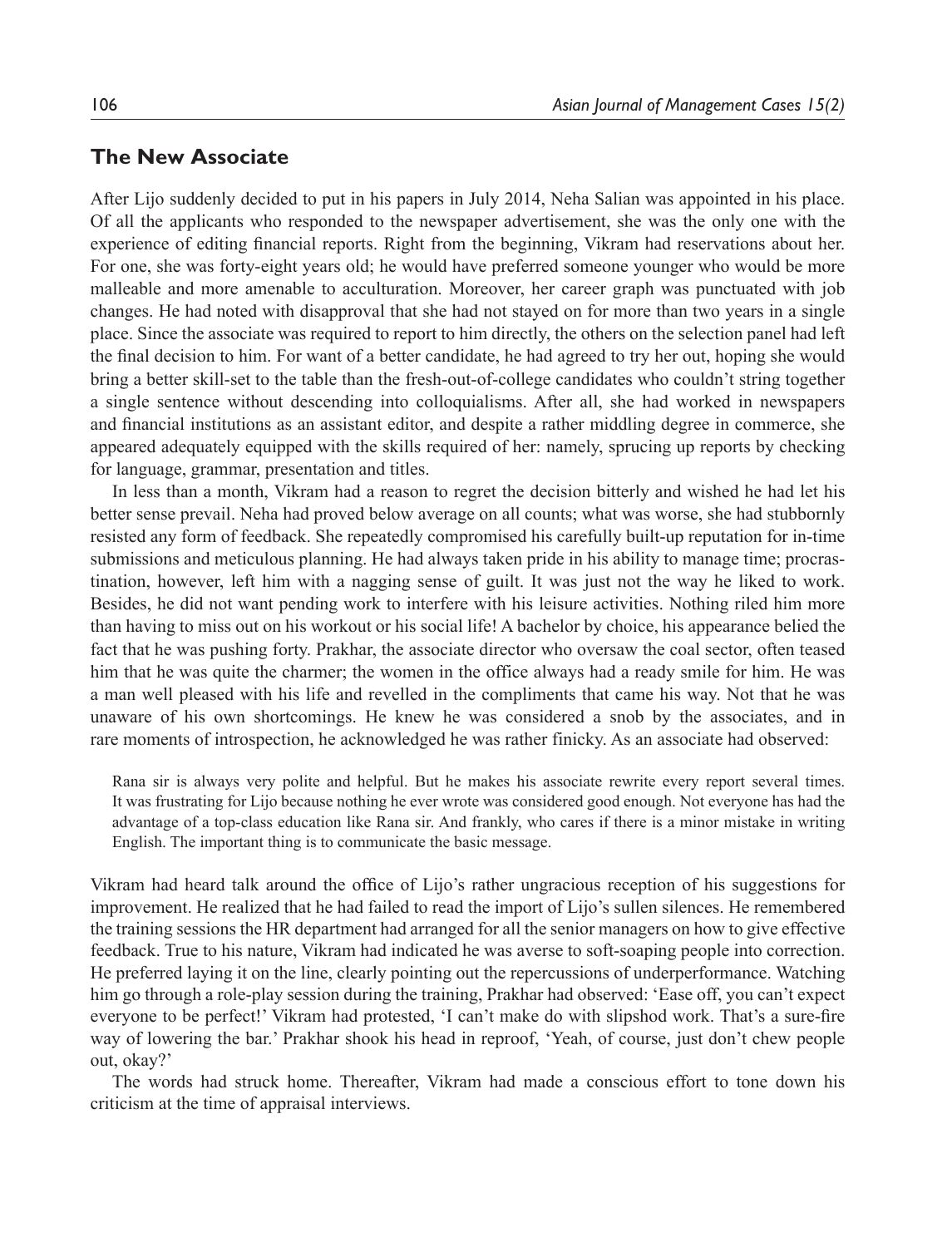## The New Associate

After Lijo suddenly decided to put in his papers in July 2014, Neha Salian was appointed in his place. Of all the applicants who responded to the newspaper advertisement, she was the only one with the experience of editing financial reports. Right from the beginning, Vikram had reservations about her. For one, she was forty-eight years old; he would have preferred someone younger who would be more malleable and more amenable to acculturation. Moreover, her career graph was punctuated with job changes. He had noted with disapproval that she had not stayed on for more than two years in a single place. Since the associate was required to report to him directly, the others on the selection panel had left the final decision to him. For want of a better candidate, he had agreed to try her out, hoping she would bring a better skill-set to the table than the fresh-out-of-college candidates who couldn't string together a single sentence without descending into colloquialisms. After all, she had worked in newspapers and financial institutions as an assistant editor, and despite a rather middling degree in commerce, she appeared adequately equipped with the skills required of her: namely, sprucing up reports by checking for language, grammar, presentation and titles.

In less than a month, Vikram had a reason to regret the decision bitterly and wished he had let his better sense prevail. Neha had proved below average on all counts; what was worse, she had stubbornly resisted any form of feedback. She repeatedly compromised his carefully built-up reputation for in-time submissions and meticulous planning. He had always taken pride in his ability to manage time; procrastination, however, left him with a nagging sense of guilt. It was just not the way he liked to work. Besides, he did not want pending work to interfere with his leisure activities. Nothing riled him more than having to miss out on his workout or his social life! A bachelor by choice, his appearance belied the fact that he was pushing forty. Prakhar, the associate director who oversaw the coal sector, often teased him that he was quite the charmer; the women in the office always had a ready smile for him. He was a man well pleased with his life and revelled in the compliments that came his way. Not that he was unaware of his own shortcomings. He knew he was considered a snob by the associates, and in rare moments of introspection, he acknowledged he was rather finicky. As an associate had observed:

> Rana sir is always very polite and helpful. But he makes his associate rewrite every report several times. It was frustrating for Lijo because nothing he ever wrote was considered good enough. Not everyone has had the advantage of a top-class education like Rana sir. And frankly, who cares if there is a minor mistake in writing English. The important thing is to communicate the basic message.

Vikram had heard talk around the office of Lijo's rather ungracious reception of his suggestions for improvement. He realized that he had failed to read the import of Lijo's sullen silences. He remembered the training sessions the HR department had arranged for all the senior managers on how to give effective feedback. True to his nature, Vikram had indicated he was averse to soft-soaping people into correction. He preferred laying it on the line, clearly pointing out the repercussions of underperformance. Watching him go through a role-play session during the training, Prakhar had observed: 'Ease off, you can't expect everyone to be perfect!' Vikram had protested, 'I can't make do with slipshod work. That's a sure-fire way of lowering the bar.' Prakhar shook his head in reproof, 'Yeah, of course, just don't chew people out, okay?'

The words had struck home. Thereafter, Vikram had made a conscious effort to tone down his criticism at the time of appraisal interviews.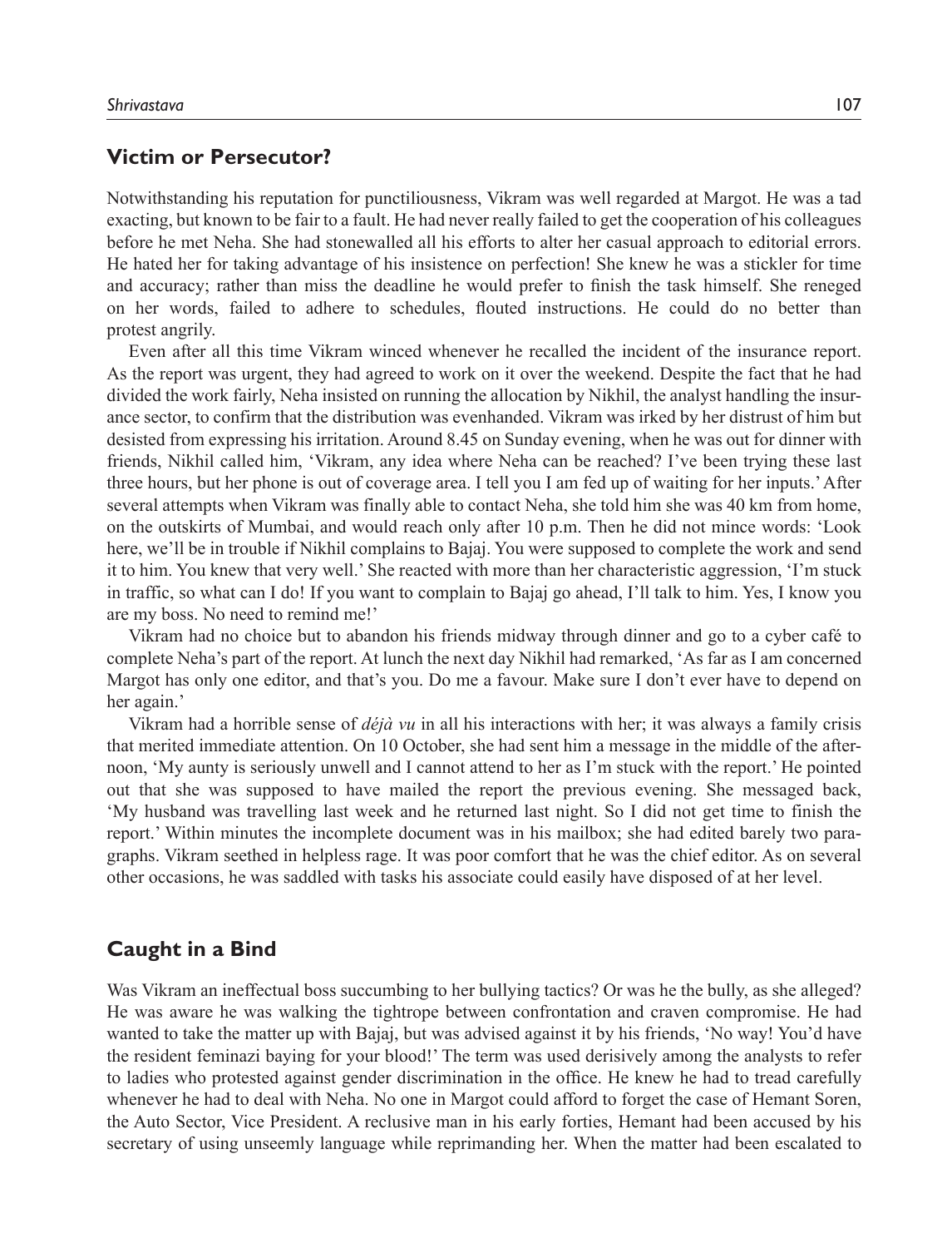## Victim or Persecutor?

Notwithstanding his reputation for punctiliousness, Vikram was well regarded at Margot. He was a tad exacting, but known to be fair to a fault. He had never really failed to get the cooperation of his colleagues before he met Neha. She had stonewalled all his efforts to alter her casual approach to editorial errors. He hated her for taking advantage of his insistence on perfection! She knew he was a stickler for time and accuracy; rather than miss the deadline he would prefer to finish the task himself. She reneged on her words, failed to adhere to schedules, flouted instructions. He could do no better than protest angrily.

Even after all this time Vikram winced whenever he recalled the incident of the insurance report. As the report was urgent, they had agreed to work on it over the weekend. Despite the fact that he had divided the work fairly, Neha insisted on running the allocation by Nikhil, the analyst handling the insurance sector, to confirm that the distribution was evenhanded. Vikram was irked by her distrust of him but desisted from expressing his irritation. Around 8.45 on Sunday evening, when he was out for dinner with friends, Nikhil called him, 'Vikram, any idea where Neha can be reached? I've been trying these last three hours, but her phone is out of coverage area. I tell you I am fed up of waiting for her inputs.' After several attempts when Vikram was finally able to contact Neha, she told him she was 40 km from home, on the outskirts of Mumbai, and would reach only after 10 p.m. Then he did not mince words: 'Look here, we'll be in trouble if Nikhil complains to Bajaj. You were supposed to complete the work and send it to him. You knew that very well.' She reacted with more than her characteristic aggression, 'I'm stuck in traffic, so what can I do! If you want to complain to Bajaj go ahead, I'll talk to him. Yes, I know you are my boss. No need to remind me!'

Vikram had no choice but to abandon his friends midway through dinner and go to a cyber café to complete Neha's part of the report. At lunch the next day Nikhil had remarked, 'As far as I am concerned Margot has only one editor, and that's you. Do me a favour. Make sure I don't ever have to depend on her again.'

Vikram had a horrible sense of *déjà vu* in all his interactions with her; it was always a family crisis that merited immediate attention. On 10 October, she had sent him a message in the middle of the afternoon, 'My aunty is seriously unwell and I cannot attend to her as I'm stuck with the report.' He pointed out that she was supposed to have mailed the report the previous evening. She messaged back, 'My husband was travelling last week and he returned last night. So I did not get time to finish the report.' Within minutes the incomplete document was in his mailbox; she had edited barely two paragraphs. Vikram seethed in helpless rage. It was poor comfort that he was the chief editor. As on several other occasions, he was saddled with tasks his associate could easily have disposed of at her level.

## Caught in a Bind

Was Vikram an ineffectual boss succumbing to her bullying tactics? Or was he the bully, as she alleged? He was aware he was walking the tightrope between confrontation and craven compromise. He had wanted to take the matter up with Bajaj, but was advised against it by his friends, 'No way! You'd have the resident feminazi baying for your blood!' The term was used derisively among the analysts to refer to ladies who protested against gender discrimination in the office. He knew he had to tread carefully whenever he had to deal with Neha. No one in Margot could afford to forget the case of Hemant Soren, the Auto Sector, Vice President. A reclusive man in his early forties, Hemant had been accused by his secretary of using unseemly language while reprimanding her. When the matter had been escalated to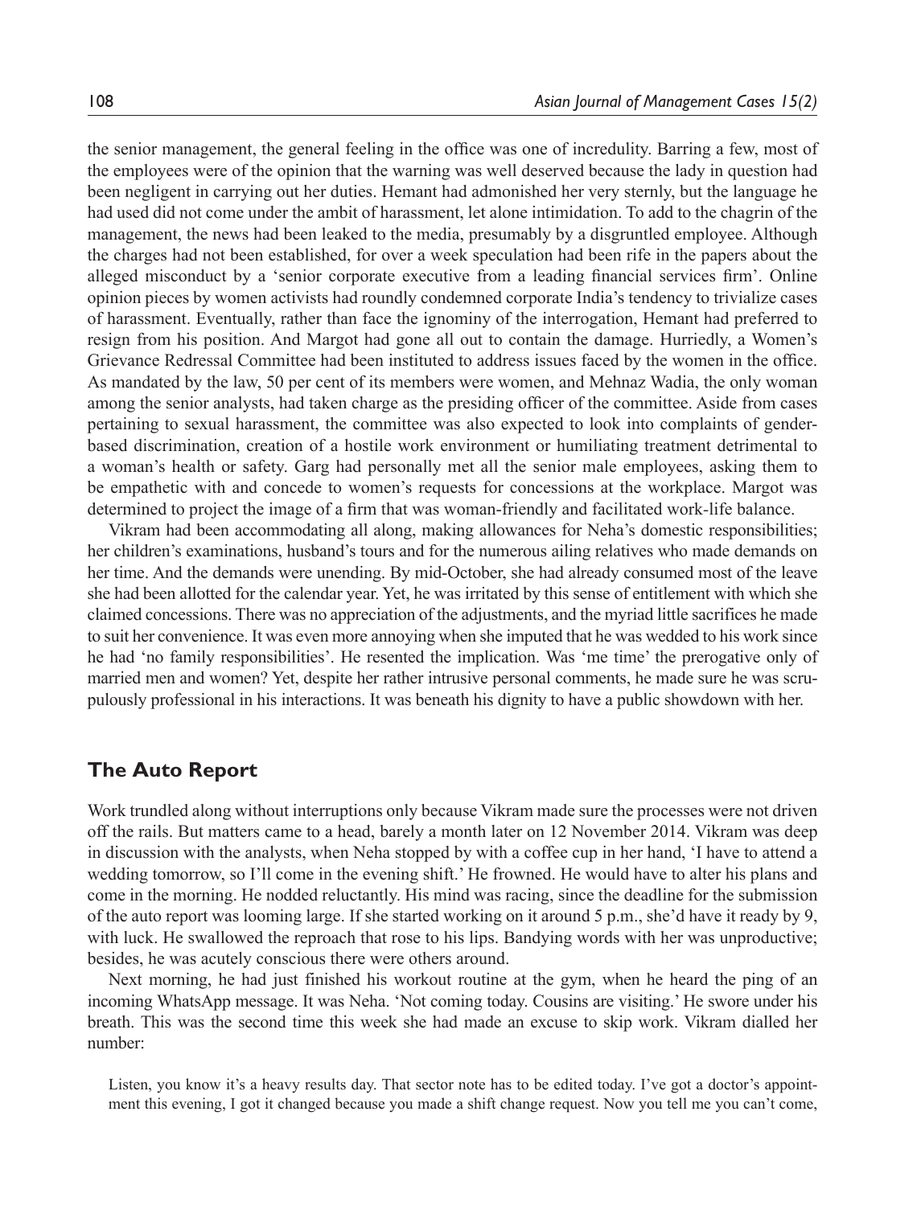the senior management, the general feeling in the office was one of incredulity. Barring a few, most of the employees were of the opinion that the warning was well deserved because the lady in question had been negligent in carrying out her duties. Hemant had admonished her very sternly, but the language he had used did not come under the ambit of harassment, let alone intimidation. To add to the chagrin of the management, the news had been leaked to the media, presumably by a disgruntled employee. Although the charges had not been established, for over a week speculation had been rife in the papers about the alleged misconduct by a 'senior corporate executive from a leading financial services firm'. Online opinion pieces by women activists had roundly condemned corporate India's tendency to trivialize cases of harassment. Eventually, rather than face the ignominy of the interrogation, Hemant had preferred to resign from his position. And Margot had gone all out to contain the damage. Hurriedly, a Women's Grievance Redressal Committee had been instituted to address issues faced by the women in the office. As mandated by the law, 50 per cent of its members were women, and Mehnaz Wadia, the only woman among the senior analysts, had taken charge as the presiding officer of the committee. Aside from cases pertaining to sexual harassment, the committee was also expected to look into complaints of gender-based discrimination, creation of a hostile work environment or humiliating treatment detrimental to a woman's health or safety. Garg had personally met all the senior male employees, asking them to be empathetic with and concede to women's requests for concessions at the workplace. Margot was determined to project the image of a firm that was woman-friendly and facilitated work-life balance.

Vikram had been accommodating all along, making allowances for Neha's domestic responsibilities; her children's examinations, husband's tours and for the numerous ailing relatives who made demands on her time. And the demands were unending. By mid-October, she had already consumed most of the leave she had been allotted for the calendar year. Yet, he was irritated by this sense of entitlement with which she claimed concessions. There was no appreciation of the adjustments, and the myriad little sacrifices he made to suit her convenience. It was even more annoying when she imputed that he was wedded to his work since he had 'no family responsibilities'. He resented the implication. Was 'me time' the prerogative only of married men and women? Yet, despite her rather intrusive personal comments, he made sure he was scrupulously professional in his interactions. It was beneath his dignity to have a public showdown with her.

## The Auto Report

Work trundled along without interruptions only because Vikram made sure the processes were not driven off the rails. But matters came to a head, barely a month later on 12 November 2014. Vikram was deep in discussion with the analysts, when Neha stopped by with a coffee cup in her hand, 'I have to attend a wedding tomorrow, so I'll come in the evening shift.' He frowned. He would have to alter his plans and come in the morning. He nodded reluctantly. His mind was racing, since the deadline for the submission of the auto report was looming large. If she started working on it around 5 p.m., she'd have it ready by 9, with luck. He swallowed the reproach that rose to his lips. Bandying words with her was unproductive; besides, he was acutely conscious there were others around.

Next morning, he had just finished his workout routine at the gym, when he heard the ping of an incoming WhatsApp message. It was Neha. 'Not coming today. Cousins are visiting.' He swore under his breath. This was the second time this week she had made an excuse to skip work. Vikram dialled her number:

> Listen, you know it's a heavy results day. That sector note has to be edited today. I've got a doctor's appointment this evening, I got it changed because you made a shift change request. Now you tell me you can't come,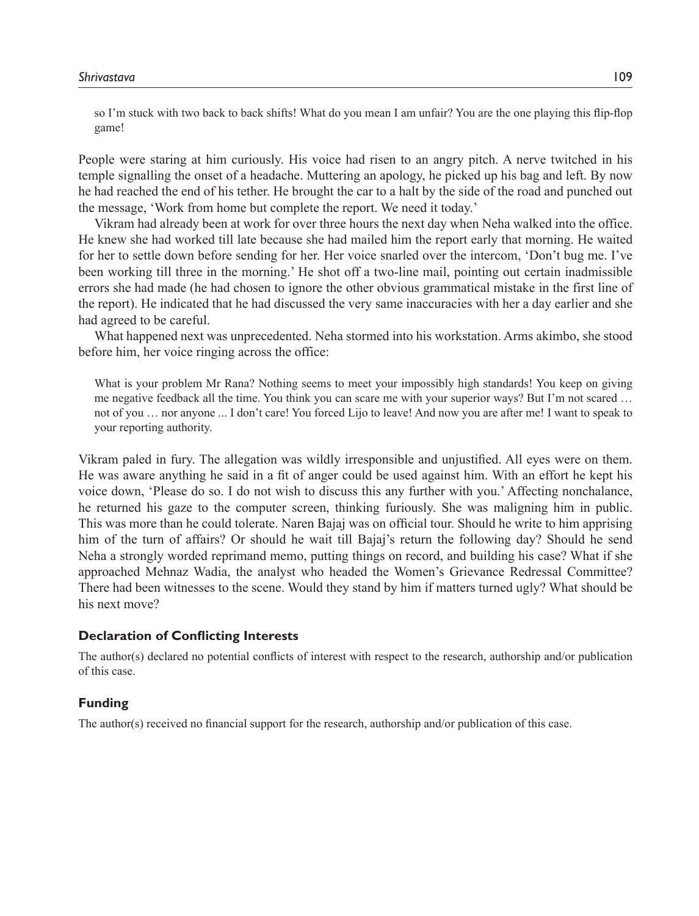> so I'm stuck with two back to back shifts! What do you mean I am unfair? You are the one playing this flip-flop game!

People were staring at him curiously. His voice had risen to an angry pitch. A nerve twitched in his temple signalling the onset of a headache. Muttering an apology, he picked up his bag and left. By now he had reached the end of his tether. He brought the car to a halt by the side of the road and punched out the message, 'Work from home but complete the report. We need it today.'

Vikram had already been at work for over three hours the next day when Neha walked into the office. He knew she had worked till late because she had mailed him the report early that morning. He waited for her to settle down before sending for her. Her voice snarled over the intercom, 'Don't bug me. I've been working till three in the morning.' He shot off a two-line mail, pointing out certain inadmissible errors she had made (he had chosen to ignore the other obvious grammatical mistake in the first line of the report). He indicated that he had discussed the very same inaccuracies with her a day earlier and she had agreed to be careful.

What happened next was unprecedented. Neha stormed into his workstation. Arms akimbo, she stood before him, her voice ringing across the office:

> What is your problem Mr Rana? Nothing seems to meet your impossibly high standards! You keep on giving me negative feedback all the time. You think you can scare me with your superior ways? But I'm not scared … not of you … nor anyone ... I don't care! You forced Lijo to leave! And now you are after me! I want to speak to your reporting authority.

Vikram paled in fury. The allegation was wildly irresponsible and unjustified. All eyes were on them. He was aware anything he said in a fit of anger could be used against him. With an effort he kept his voice down, 'Please do so. I do not wish to discuss this any further with you.' Affecting nonchalance, he returned his gaze to the computer screen, thinking furiously. She was maligning him in public. This was more than he could tolerate. Naren Bajaj was on official tour. Should he write to him apprising him of the turn of affairs? Or should he wait till Bajaj's return the following day? Should he send Neha a strongly worded reprimand memo, putting things on record, and building his case? What if she approached Mehnaz Wadia, the analyst who headed the Women's Grievance Redressal Committee? There had been witnesses to the scene. Would they stand by him if matters turned ugly? What should be his next move?

### Declaration of Conflicting Interests

The author(s) declared no potential conflicts of interest with respect to the research, authorship and/or publication of this case.

### Funding

The author(s) received no financial support for the research, authorship and/or publication of this case.